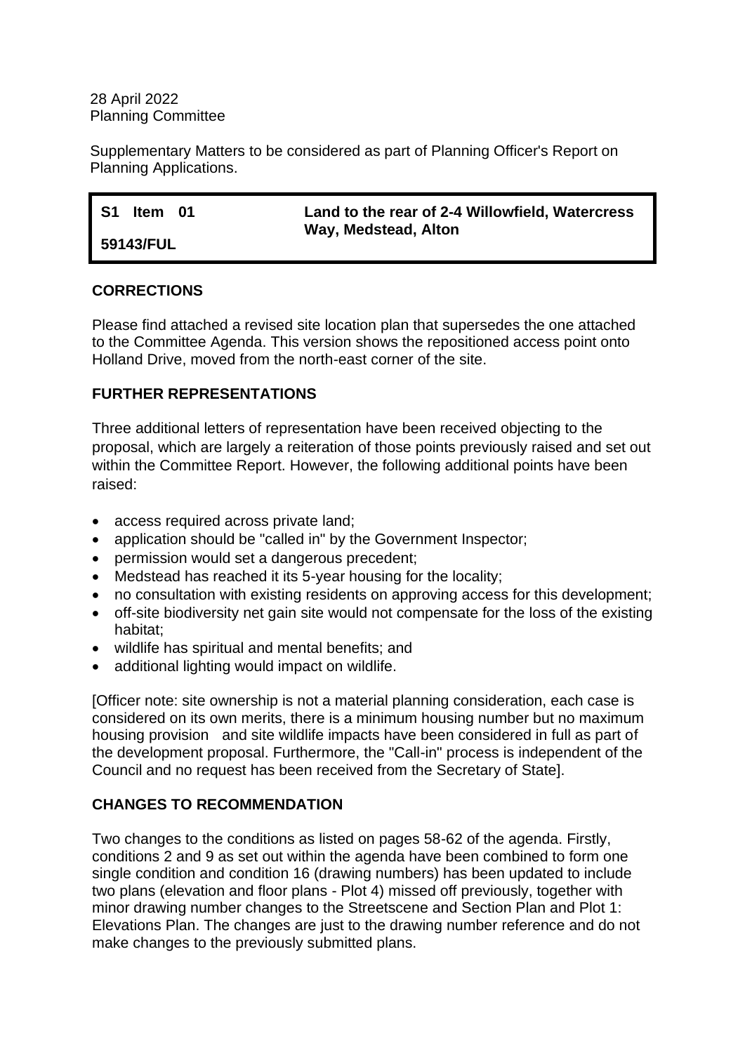28 April 2022
Planning Committee

Supplementary Matters to be considered as part of Planning Officer's Report on Planning Applications.

| **S1 Item 01** | **Land to the rear of 2-4 Willowfield, Watercress Way, Medstead, Alton** |
|---|---|
| **59143/FUL** | |

## CORRECTIONS

Please find attached a revised site location plan that supersedes the one attached to the Committee Agenda. This version shows the repositioned access point onto Holland Drive, moved from the north-east corner of the site.

## FURTHER REPRESENTATIONS

Three additional letters of representation have been received objecting to the proposal, which are largely a reiteration of those points previously raised and set out within the Committee Report. However, the following additional points have been raised:

- access required across private land;
- application should be "called in" by the Government Inspector;
- permission would set a dangerous precedent;
- Medstead has reached it its 5-year housing for the locality;
- no consultation with existing residents on approving access for this development;
- off-site biodiversity net gain site would not compensate for the loss of the existing habitat;
- wildlife has spiritual and mental benefits; and
- additional lighting would impact on wildlife.

[Officer note: site ownership is not a material planning consideration, each case is considered on its own merits, there is a minimum housing number but no maximum housing provision and site wildlife impacts have been considered in full as part of the development proposal. Furthermore, the "Call-in" process is independent of the Council and no request has been received from the Secretary of State].

## CHANGES TO RECOMMENDATION

Two changes to the conditions as listed on pages 58-62 of the agenda. Firstly, conditions 2 and 9 as set out within the agenda have been combined to form one single condition and condition 16 (drawing numbers) has been updated to include two plans (elevation and floor plans - Plot 4) missed off previously, together with minor drawing number changes to the Streetscene and Section Plan and Plot 1: Elevations Plan. The changes are just to the drawing number reference and do not make changes to the previously submitted plans.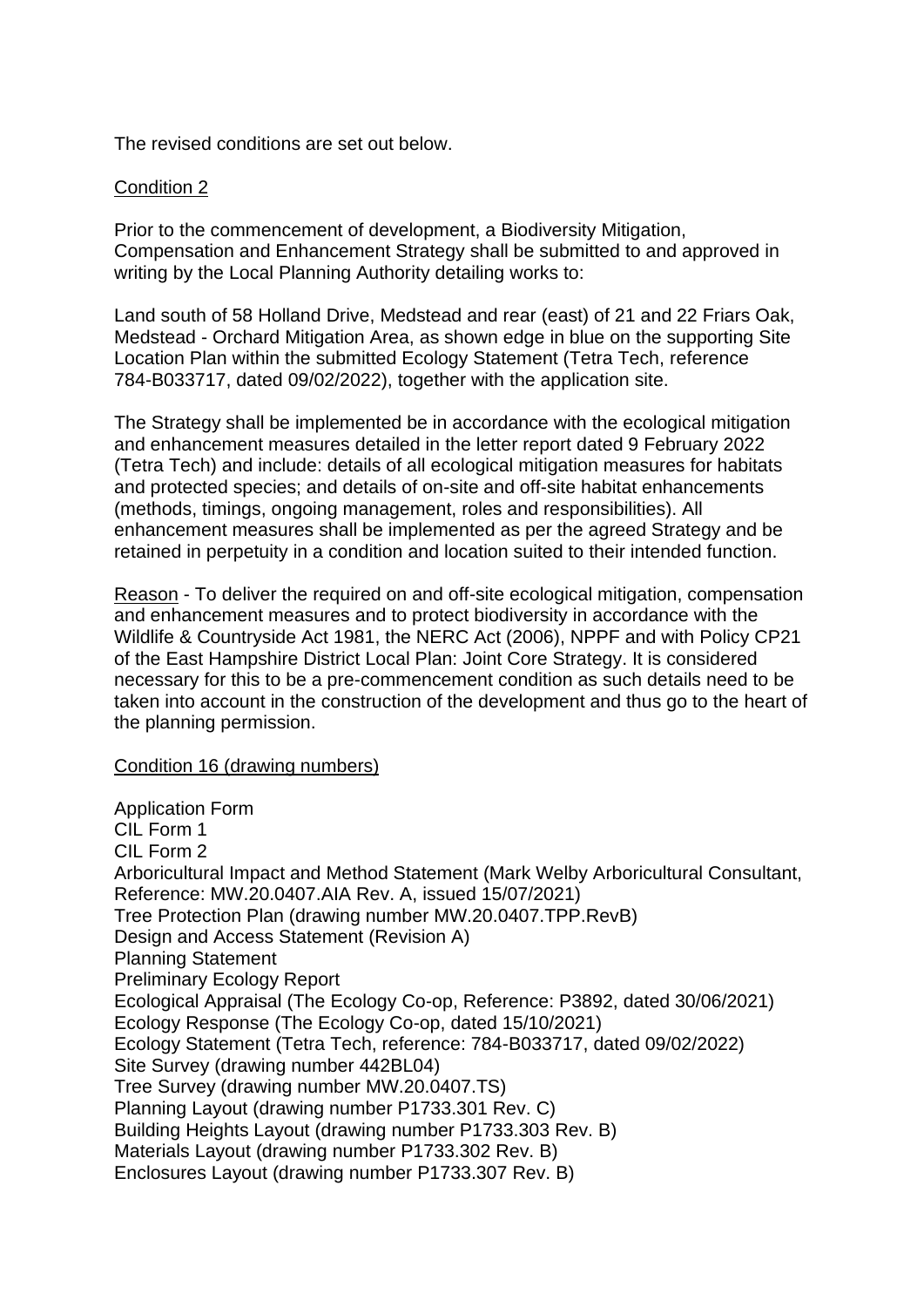The revised conditions are set out below.

Condition 2

Prior to the commencement of development, a Biodiversity Mitigation, Compensation and Enhancement Strategy shall be submitted to and approved in writing by the Local Planning Authority detailing works to:

Land south of 58 Holland Drive, Medstead and rear (east) of 21 and 22 Friars Oak, Medstead - Orchard Mitigation Area, as shown edge in blue on the supporting Site Location Plan within the submitted Ecology Statement (Tetra Tech, reference 784-B033717, dated 09/02/2022), together with the application site.

The Strategy shall be implemented be in accordance with the ecological mitigation and enhancement measures detailed in the letter report dated 9 February 2022 (Tetra Tech) and include: details of all ecological mitigation measures for habitats and protected species; and details of on-site and off-site habitat enhancements (methods, timings, ongoing management, roles and responsibilities). All enhancement measures shall be implemented as per the agreed Strategy and be retained in perpetuity in a condition and location suited to their intended function.

Reason - To deliver the required on and off-site ecological mitigation, compensation and enhancement measures and to protect biodiversity in accordance with the Wildlife & Countryside Act 1981, the NERC Act (2006), NPPF and with Policy CP21 of the East Hampshire District Local Plan: Joint Core Strategy. It is considered necessary for this to be a pre-commencement condition as such details need to be taken into account in the construction of the development and thus go to the heart of the planning permission.

Condition 16 (drawing numbers)

Application Form
CIL Form 1
CIL Form 2
Arboricultural Impact and Method Statement (Mark Welby Arboricultural Consultant, Reference: MW.20.0407.AIA Rev. A, issued 15/07/2021)
Tree Protection Plan (drawing number MW.20.0407.TPP.RevB)
Design and Access Statement (Revision A)
Planning Statement
Preliminary Ecology Report
Ecological Appraisal (The Ecology Co-op, Reference: P3892, dated 30/06/2021)
Ecology Response (The Ecology Co-op, dated 15/10/2021)
Ecology Statement (Tetra Tech, reference: 784-B033717, dated 09/02/2022)
Site Survey (drawing number 442BL04)
Tree Survey (drawing number MW.20.0407.TS)
Planning Layout (drawing number P1733.301 Rev. C)
Building Heights Layout (drawing number P1733.303 Rev. B)
Materials Layout (drawing number P1733.302 Rev. B)
Enclosures Layout (drawing number P1733.307 Rev. B)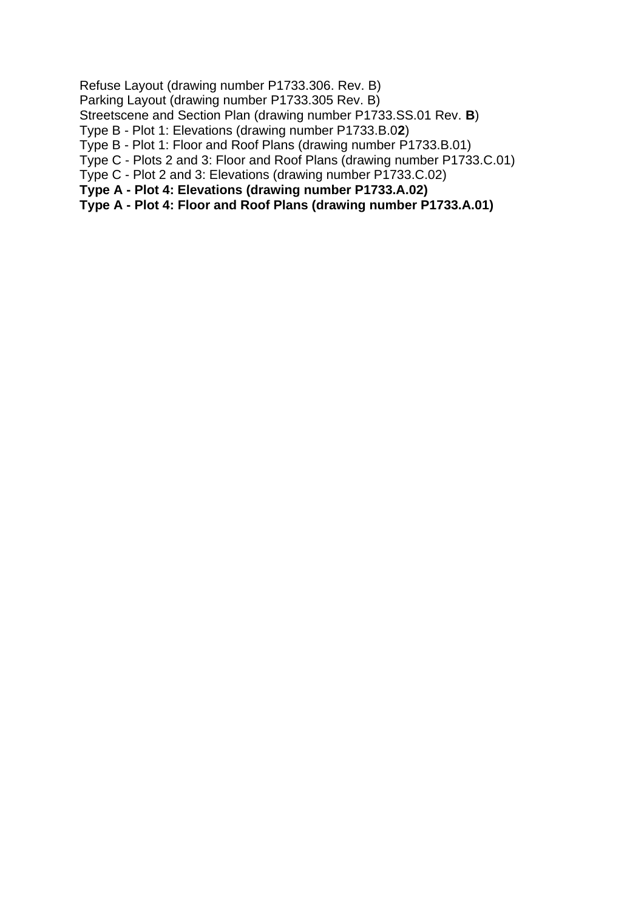Refuse Layout (drawing number P1733.306. Rev. B)
Parking Layout (drawing number P1733.305 Rev. B)
Streetscene and Section Plan (drawing number P1733.SS.01 Rev. **B**)
Type B - Plot 1: Elevations (drawing number P1733.B.0**2**)
Type B - Plot 1: Floor and Roof Plans (drawing number P1733.B.01)
Type C - Plots 2 and 3: Floor and Roof Plans (drawing number P1733.C.01)
Type C - Plot 2 and 3: Elevations (drawing number P1733.C.02)
**Type A - Plot 4: Elevations (drawing number P1733.A.02)**
**Type A - Plot 4: Floor and Roof Plans (drawing number P1733.A.01)**